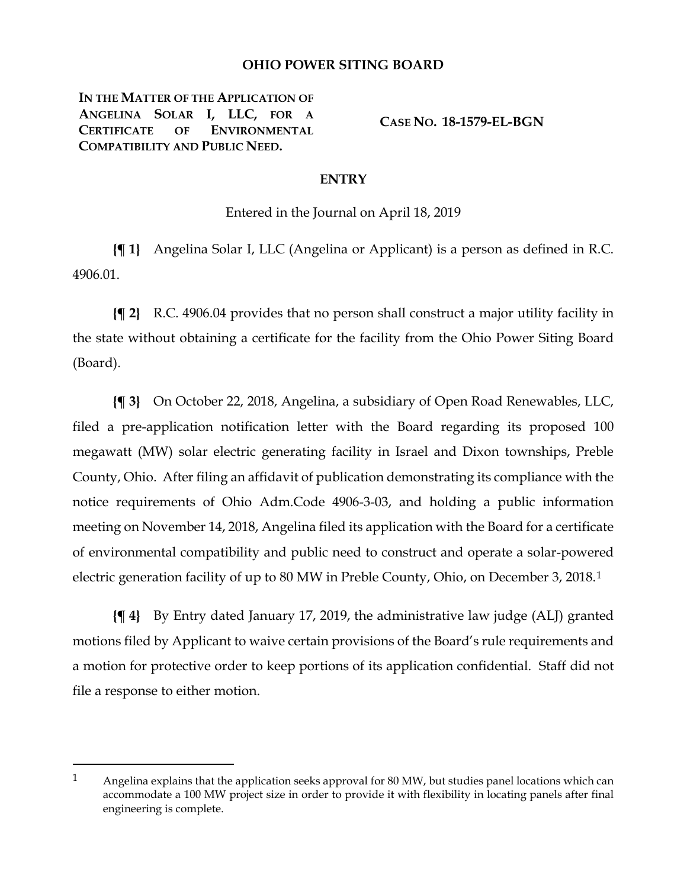# OHIO POWER SITING BOARD

**IN THE MATTER OF THE APPLICATION OF ANGELINA SOLAR I, LLC, FOR A CERTIFICATE OF ENVIRONMENTAL COMPATIBILITY AND PUBLIC NEED.**

**CASE NO. 18-1579-EL-BGN**

## ENTRY

Entered in the Journal on April 18, 2019

**{¶ 1}** Angelina Solar I, LLC (Angelina or Applicant) is a person as defined in R.C. 4906.01.

**{¶ 2}** R.C. 4906.04 provides that no person shall construct a major utility facility in the state without obtaining a certificate for the facility from the Ohio Power Siting Board (Board).

**{¶ 3}** On October 22, 2018, Angelina, a subsidiary of Open Road Renewables, LLC, filed a pre-application notification letter with the Board regarding its proposed 100 megawatt (MW) solar electric generating facility in Israel and Dixon townships, Preble County, Ohio. After filing an affidavit of publication demonstrating its compliance with the notice requirements of Ohio Adm.Code 4906-3-03, and holding a public information meeting on November 14, 2018, Angelina filed its application with the Board for a certificate of environmental compatibility and public need to construct and operate a solar-powered electric generation facility of up to 80 MW in Preble County, Ohio, on December 3, 2018.[1]

**{¶ 4}** By Entry dated January 17, 2019, the administrative law judge (ALJ) granted motions filed by Applicant to waive certain provisions of the Board's rule requirements and a motion for protective order to keep portions of its application confidential. Staff did not file a response to either motion.

---

[1] Angelina explains that the application seeks approval for 80 MW, but studies panel locations which can accommodate a 100 MW project size in order to provide it with flexibility in locating panels after final engineering is complete.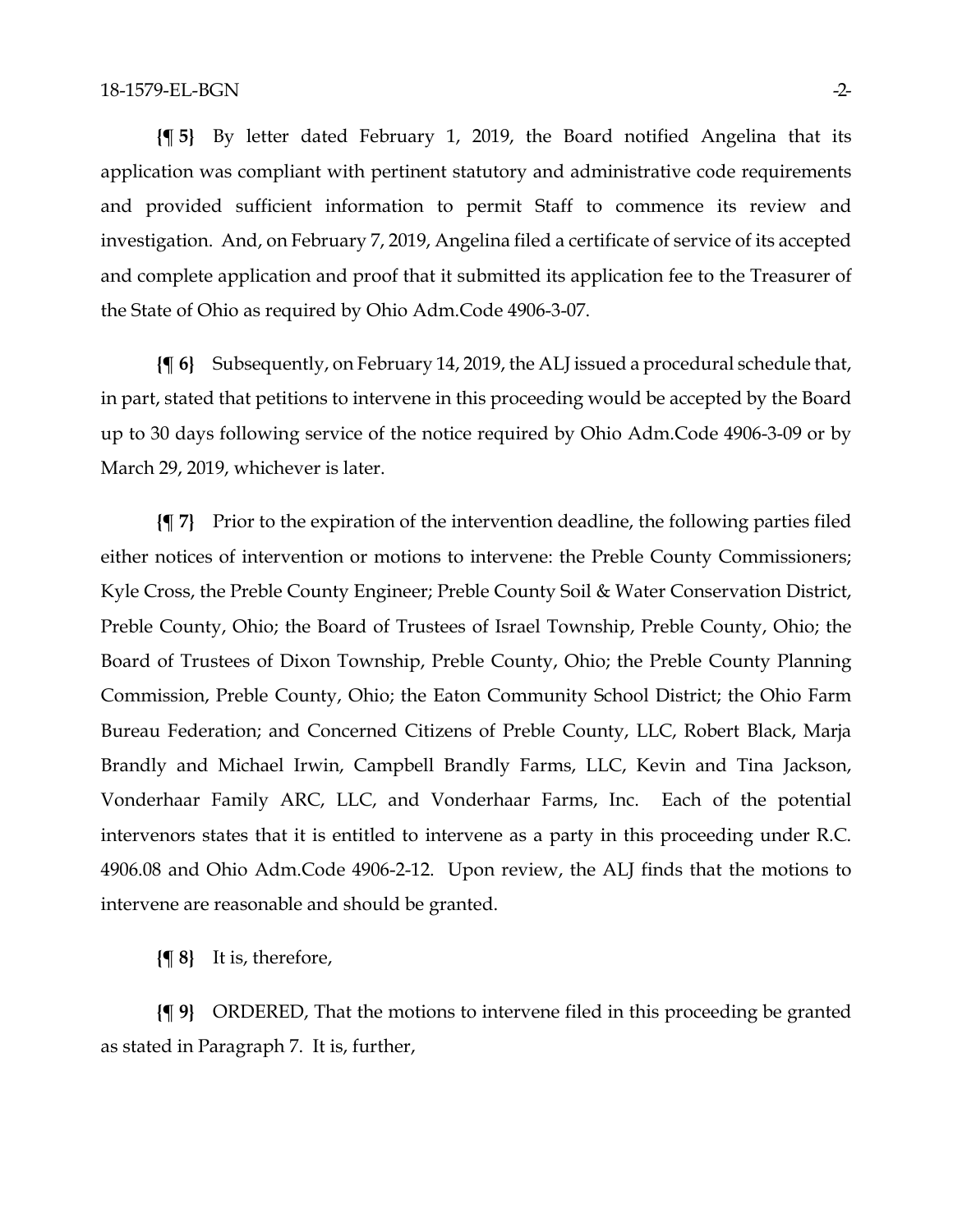**{¶ 5}** By letter dated February 1, 2019, the Board notified Angelina that its application was compliant with pertinent statutory and administrative code requirements and provided sufficient information to permit Staff to commence its review and investigation. And, on February 7, 2019, Angelina filed a certificate of service of its accepted and complete application and proof that it submitted its application fee to the Treasurer of the State of Ohio as required by Ohio Adm.Code 4906-3-07.

**{¶ 6}** Subsequently, on February 14, 2019, the ALJ issued a procedural schedule that, in part, stated that petitions to intervene in this proceeding would be accepted by the Board up to 30 days following service of the notice required by Ohio Adm.Code 4906-3-09 or by March 29, 2019, whichever is later.

**{¶ 7}** Prior to the expiration of the intervention deadline, the following parties filed either notices of intervention or motions to intervene: the Preble County Commissioners; Kyle Cross, the Preble County Engineer; Preble County Soil & Water Conservation District, Preble County, Ohio; the Board of Trustees of Israel Township, Preble County, Ohio; the Board of Trustees of Dixon Township, Preble County, Ohio; the Preble County Planning Commission, Preble County, Ohio; the Eaton Community School District; the Ohio Farm Bureau Federation; and Concerned Citizens of Preble County, LLC, Robert Black, Marja Brandly and Michael Irwin, Campbell Brandly Farms, LLC, Kevin and Tina Jackson, Vonderhaar Family ARC, LLC, and Vonderhaar Farms, Inc. Each of the potential intervenors states that it is entitled to intervene as a party in this proceeding under R.C. 4906.08 and Ohio Adm.Code 4906-2-12. Upon review, the ALJ finds that the motions to intervene are reasonable and should be granted.

**{¶ 8}** It is, therefore,

**{¶ 9}** ORDERED, That the motions to intervene filed in this proceeding be granted as stated in Paragraph 7. It is, further,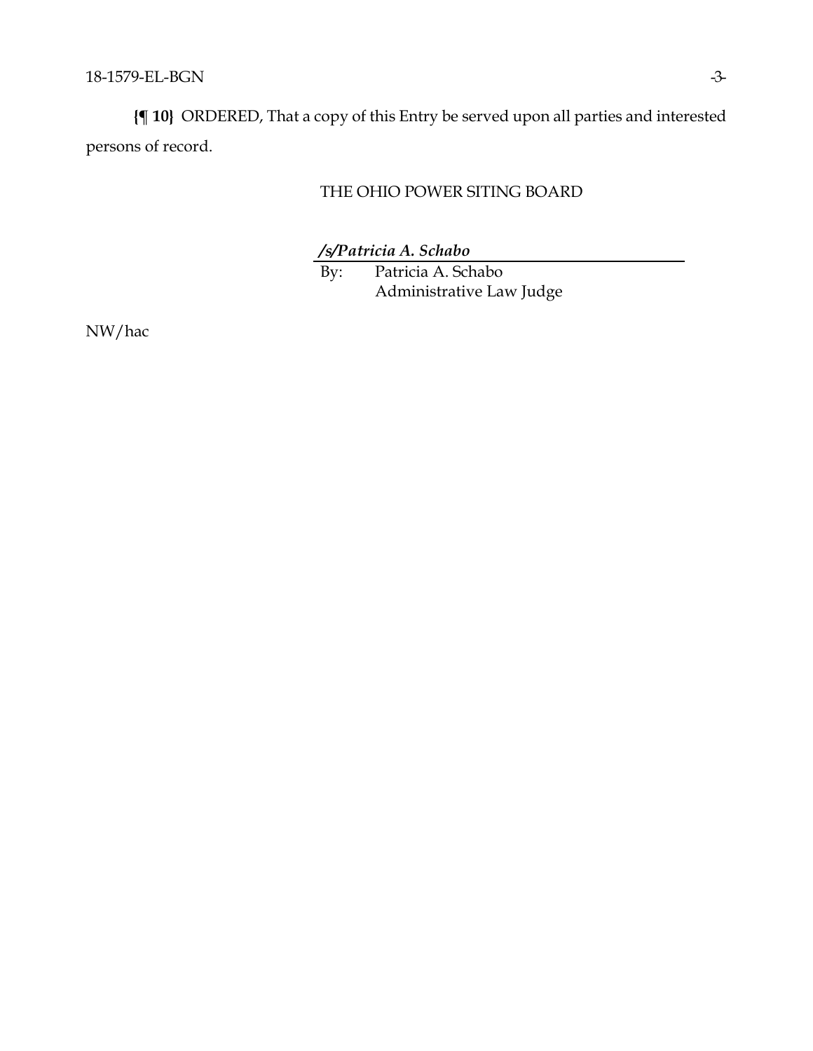**{¶ 10}** ORDERED, That a copy of this Entry be served upon all parties and interested persons of record.

THE OHIO POWER SITING BOARD

***/s/Patricia A. Schabo***

By: Patricia A. Schabo
Administrative Law Judge

NW/hac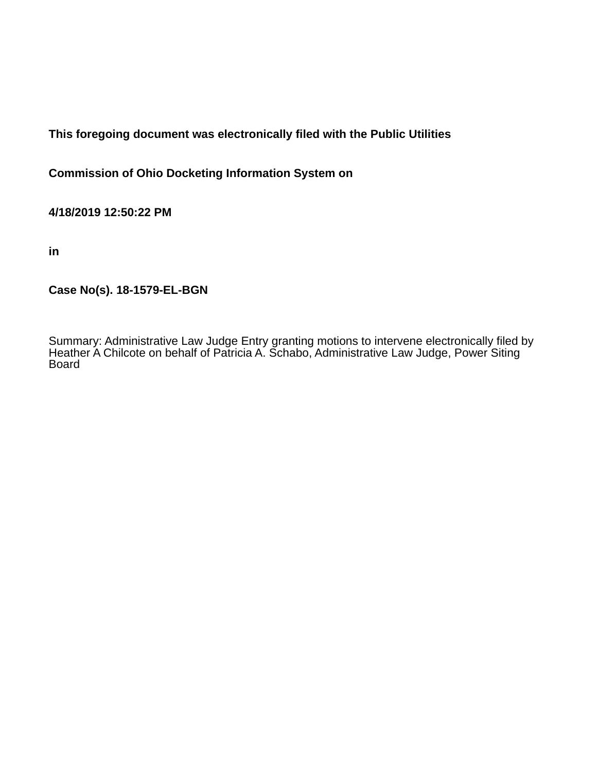**This foregoing document was electronically filed with the Public Utilities**

**Commission of Ohio Docketing Information System on**

**4/18/2019 12:50:22 PM**

**in**

**Case No(s). 18-1579-EL-BGN**

Summary: Administrative Law Judge Entry granting motions to intervene electronically filed by Heather A Chilcote on behalf of Patricia A. Schabo, Administrative Law Judge, Power Siting Board